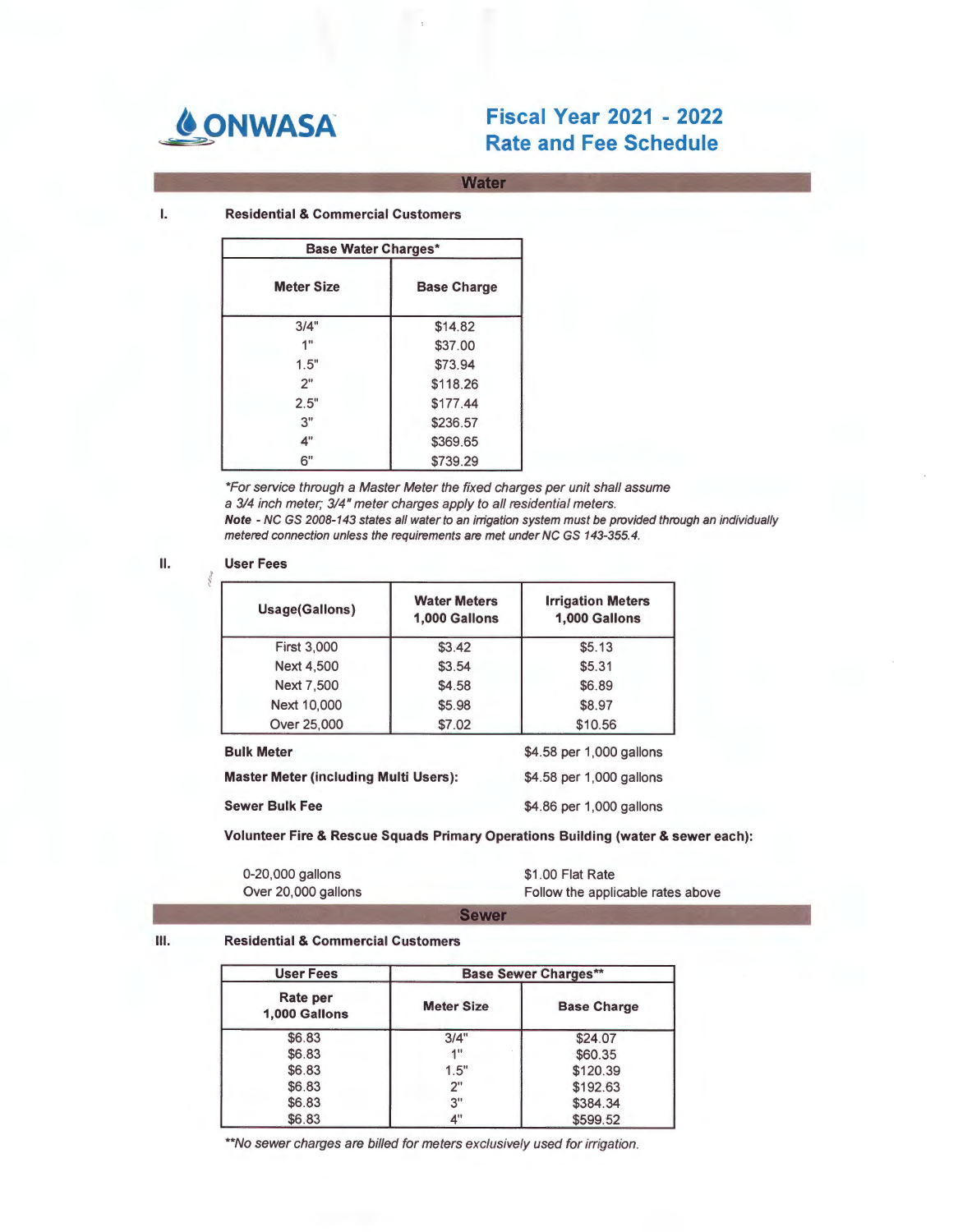# ONWASA

# Fiscal Year 2021 - 2022 Rate and Fee Schedule

## Water

### I. Residential & Commercial Customers

| Base Water Charges* | |
|---|---|
| **Meter Size** | **Base Charge** |
| 3/4" | $14.82 |
| 1" | $37.00 |
| 1.5" | $73.94 |
| 2" | $118.26 |
| 2.5" | $177.44 |
| 3" | $236.57 |
| 4" | $369.65 |
| 6" | $739.29 |

*\*For service through a Master Meter the fixed charges per unit shall assume a 3/4 inch meter; 3/4" meter charges apply to all residential meters.*

***Note** - NC GS 2008-143 states all water to an irrigation system must be provided through an individually metered connection unless the requirements are met under NC GS 143-355.4.*

### II. User Fees

| Usage(Gallons) | Water Meters 1,000 Gallons | Irrigation Meters 1,000 Gallons |
|---|---|---|
| First 3,000 | $3.42 | $5.13 |
| Next 4,500 | $3.54 | $5.31 |
| Next 7,500 | $4.58 | $6.89 |
| Next 10,000 | $5.98 | $8.97 |
| Over 25,000 | $7.02 | $10.56 |

**Bulk Meter** — $4.58 per 1,000 gallons

**Master Meter (including Multi Users):** — $4.58 per 1,000 gallons

**Sewer Bulk Fee** — $4.86 per 1,000 gallons

**Volunteer Fire & Rescue Squads Primary Operations Building (water & sewer each):**

| | |
|---|---|
| 0-20,000 gallons | $1.00 Flat Rate |
| Over 20,000 gallons | Follow the applicable rates above |

## Sewer

### III. Residential & Commercial Customers

| User Fees | Base Sewer Charges** | |
|---|---|---|
| **Rate per 1,000 Gallons** | **Meter Size** | **Base Charge** |
| $6.83 | 3/4" | $24.07 |
| $6.83 | 1" | $60.35 |
| $6.83 | 1.5" | $120.39 |
| $6.83 | 2" | $192.63 |
| $6.83 | 3" | $384.34 |
| $6.83 | 4" | $599.52 |

*\*\*No sewer charges are billed for meters exclusively used for irrigation.*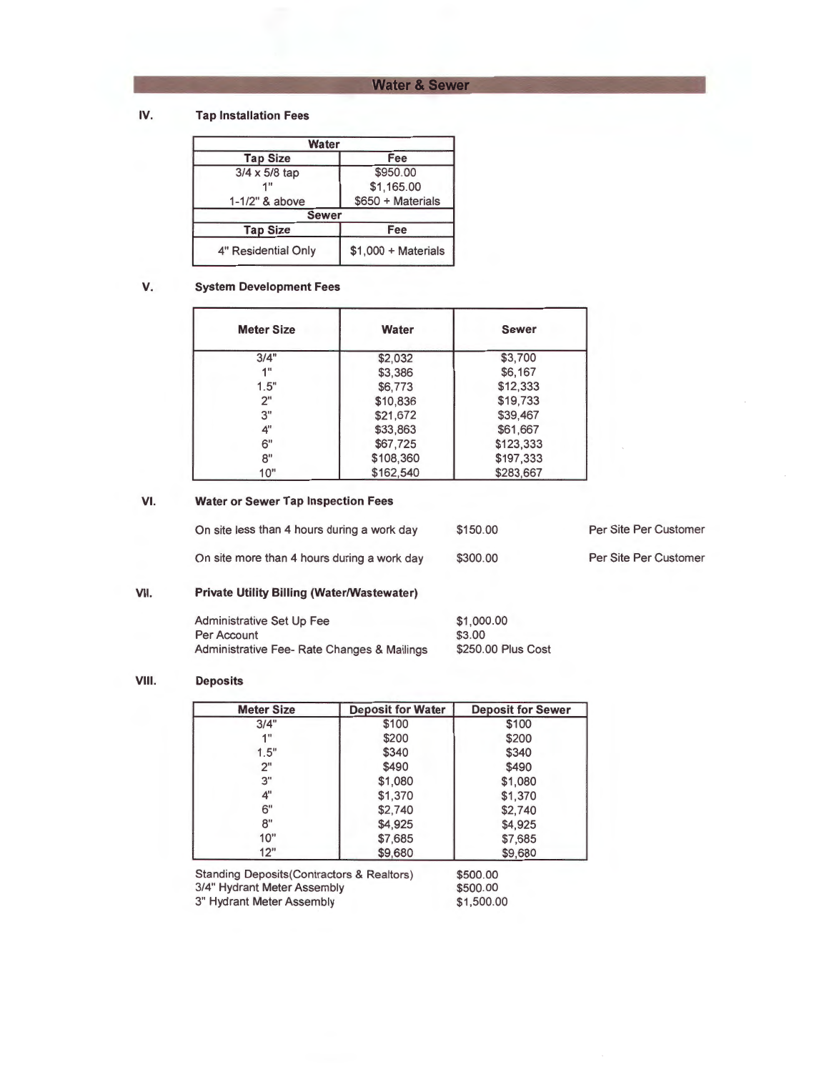# Water & Sewer

## IV. Tap Installation Fees

| Water | |
|---|---|
| **Tap Size** | **Fee** |
| 3/4 x 5/8 tap | $950.00 |
| 1" | $1,165.00 |
| 1-1/2" & above | $650 + Materials |
| **Sewer** | |
| **Tap Size** | **Fee** |
| 4" Residential Only | $1,000 + Materials |

## V. System Development Fees

| Meter Size | Water | Sewer |
|---|---|---|
| 3/4" | $2,032 | $3,700 |
| 1" | $3,386 | $6,167 |
| 1.5" | $6,773 | $12,333 |
| 2" | $10,836 | $19,733 |
| 3" | $21,672 | $39,467 |
| 4" | $33,863 | $61,667 |
| 6" | $67,725 | $123,333 |
| 8" | $108,360 | $197,333 |
| 10" | $162,540 | $283,667 |

## VI. Water or Sewer Tap Inspection Fees

| | | |
|---|---|---|
| On site less than 4 hours during a work day | $150.00 | Per Site Per Customer |
| On site more than 4 hours during a work day | $300.00 | Per Site Per Customer |

## VII. Private Utility Billing (Water/Wastewater)

| | |
|---|---|
| Administrative Set Up Fee | $1,000.00 |
| Per Account | $3.00 |
| Administrative Fee- Rate Changes & Mailings | $250.00 Plus Cost |

## VIII. Deposits

| Meter Size | Deposit for Water | Deposit for Sewer |
|---|---|---|
| 3/4" | $100 | $100 |
| 1" | $200 | $200 |
| 1.5" | $340 | $340 |
| 2" | $490 | $490 |
| 3" | $1,080 | $1,080 |
| 4" | $1,370 | $1,370 |
| 6" | $2,740 | $2,740 |
| 8" | $4,925 | $4,925 |
| 10" | $7,685 | $7,685 |
| 12" | $9,680 | $9,680 |

| | |
|---|---|
| Standing Deposits(Contractors & Realtors) | $500.00 |
| 3/4" Hydrant Meter Assembly | $500.00 |
| 3" Hydrant Meter Assembly | $1,500.00 |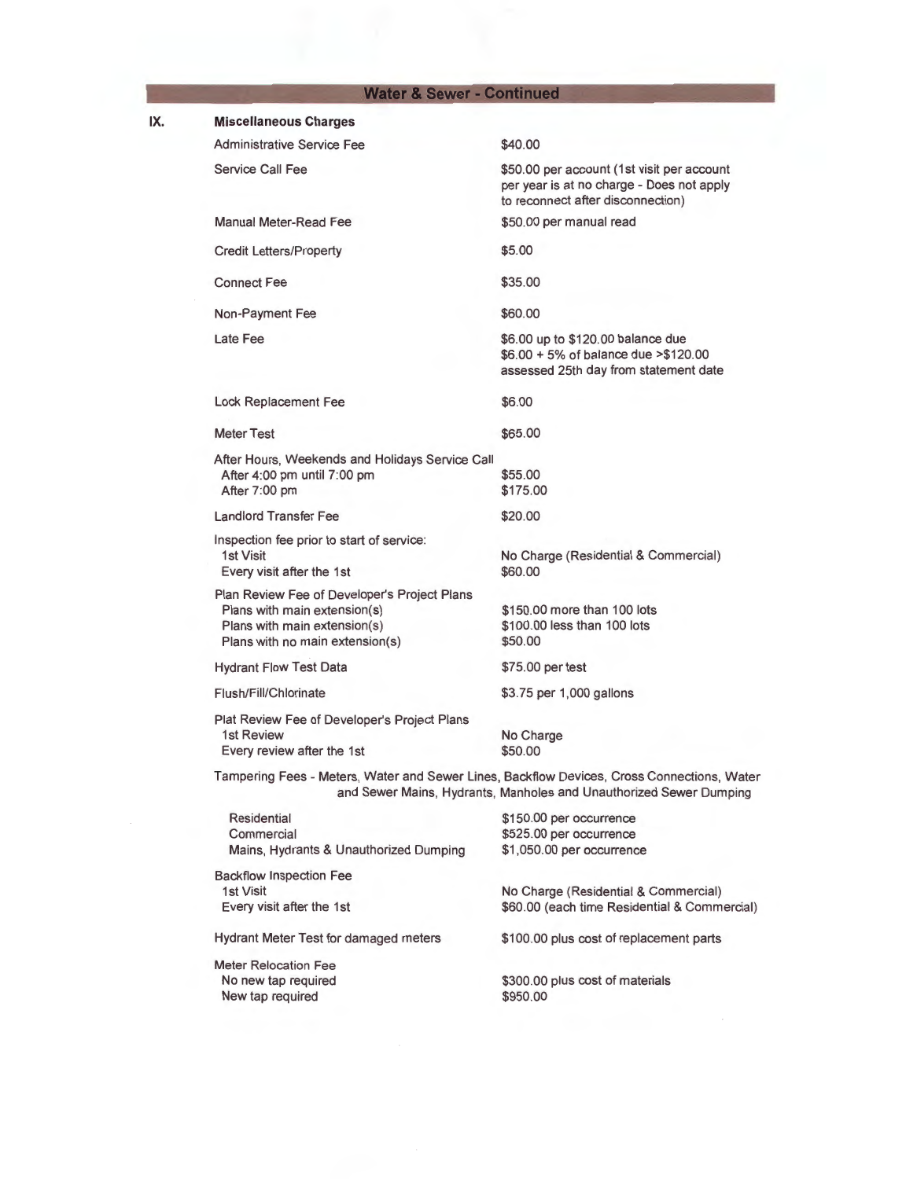## Water & Sewer - Continued

### IX. Miscellaneous Charges

| Charge | Fee |
|---|---|
| Administrative Service Fee | $40.00 |
| Service Call Fee | $50.00 per account (1st visit per account per year is at no charge - Does not apply to reconnect after disconnection) |
| Manual Meter-Read Fee | $50.00 per manual read |
| Credit Letters/Property | $5.00 |
| Connect Fee | $35.00 |
| Non-Payment Fee | $60.00 |
| Late Fee | $6.00 up to $120.00 balance due<br>$6.00 + 5% of balance due >$120.00<br>assessed 25th day from statement date |
| Lock Replacement Fee | $6.00 |
| Meter Test | $65.00 |
| After Hours, Weekends and Holidays Service Call | |
| After 4:00 pm until 7:00 pm | $55.00 |
| After 7:00 pm | $175.00 |
| Landlord Transfer Fee | $20.00 |
| Inspection fee prior to start of service: | |
| 1st Visit | No Charge (Residential & Commercial) |
| Every visit after the 1st | $60.00 |
| Plan Review Fee of Developer's Project Plans | |
| Plans with main extension(s) | $150.00 more than 100 lots |
| Plans with main extension(s) | $100.00 less than 100 lots |
| Plans with no main extension(s) | $50.00 |
| Hydrant Flow Test Data | $75.00 per test |
| Flush/Fill/Chlorinate | $3.75 per 1,000 gallons |
| Plat Review Fee of Developer's Project Plans | |
| 1st Review | No Charge |
| Every review after the 1st | $50.00 |

Tampering Fees - Meters, Water and Sewer Lines, Backflow Devices, Cross Connections, Water and Sewer Mains, Hydrants, Manholes and Unauthorized Sewer Dumping

| Charge | Fee |
|---|---|
| Residential | $150.00 per occurrence |
| Commercial | $525.00 per occurrence |
| Mains, Hydrants & Unauthorized Dumping | $1,050.00 per occurrence |
| Backflow Inspection Fee | |
| 1st Visit | No Charge (Residential & Commercial) |
| Every visit after the 1st | $60.00 (each time Residential & Commercial) |
| Hydrant Meter Test for damaged meters | $100.00 plus cost of replacement parts |
| Meter Relocation Fee | |
| No new tap required | $300.00 plus cost of materials |
| New tap required | $950.00 |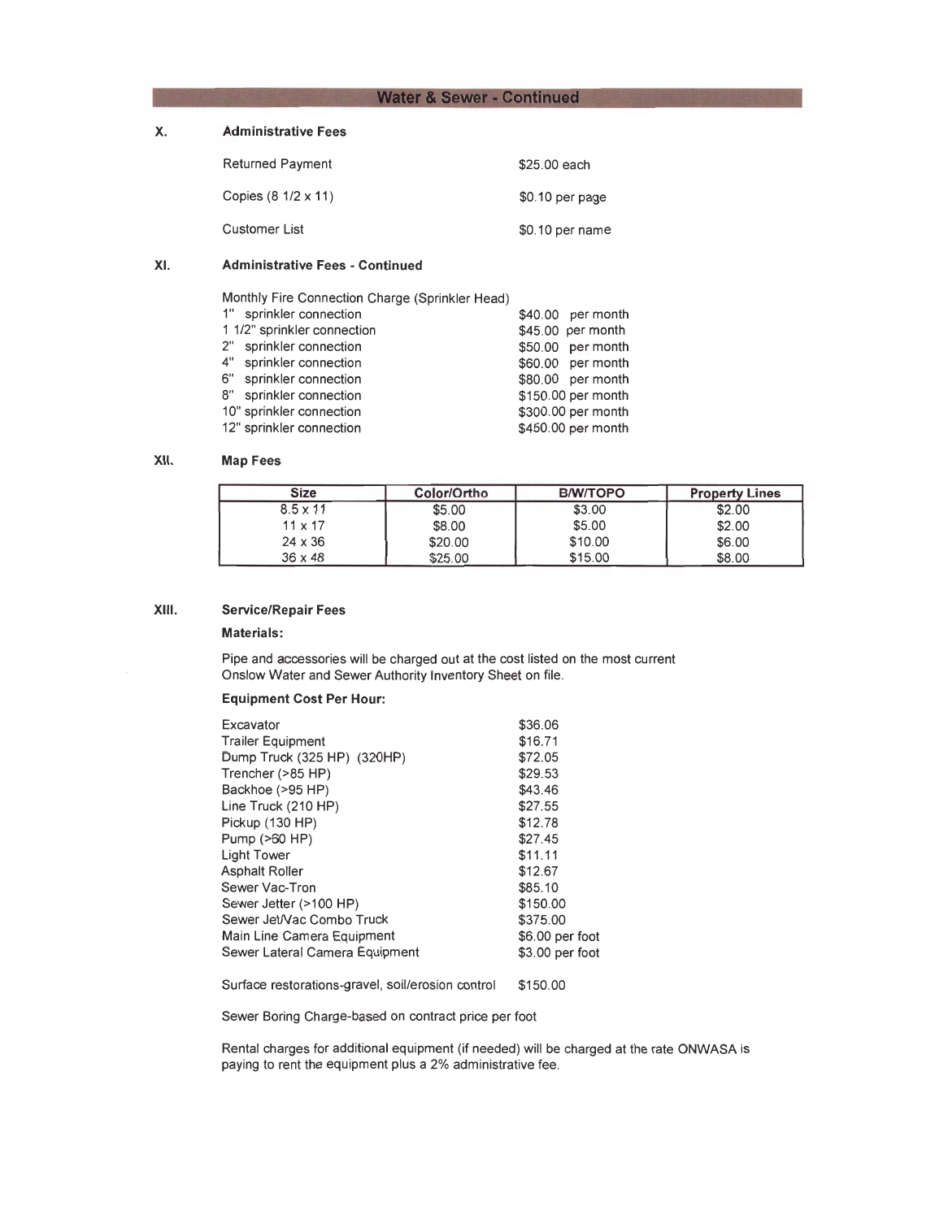# Water & Sewer - Continued

## X. Administrative Fees

| | |
|---|---|
| Returned Payment | $25.00 each |
| Copies (8 1/2 x 11) | $0.10 per page |
| Customer List | $0.10 per name |

## XI. Administrative Fees - Continued

Monthly Fire Connection Charge (Sprinkler Head)

| | |
|---|---|
| 1" sprinkler connection | $40.00 per month |
| 1 1/2" sprinkler connection | $45.00 per month |
| 2" sprinkler connection | $50.00 per month |
| 4" sprinkler connection | $60.00 per month |
| 6" sprinkler connection | $80.00 per month |
| 8" sprinkler connection | $150.00 per month |
| 10" sprinkler connection | $300.00 per month |
| 12" sprinkler connection | $450.00 per month |

## XII. Map Fees

| Size | Color/Ortho | B/W/TOPO | Property Lines |
|---|---|---|---|
| 8.5 x 11 | $5.00 | $3.00 | $2.00 |
| 11 x 17 | $8.00 | $5.00 | $2.00 |
| 24 x 36 | $20.00 | $10.00 | $6.00 |
| 36 x 48 | $25.00 | $15.00 | $8.00 |

## XIII. Service/Repair Fees

**Materials:**

Pipe and accessories will be charged out at the cost listed on the most current Onslow Water and Sewer Authority Inventory Sheet on file.

**Equipment Cost Per Hour:**

| | |
|---|---|
| Excavator | $36.06 |
| Trailer Equipment | $16.71 |
| Dump Truck (325 HP) (320HP) | $72.05 |
| Trencher (>85 HP) | $29.53 |
| Backhoe (>95 HP) | $43.46 |
| Line Truck (210 HP) | $27.55 |
| Pickup (130 HP) | $12.78 |
| Pump (>60 HP) | $27.45 |
| Light Tower | $11.11 |
| Asphalt Roller | $12.67 |
| Sewer Vac-Tron | $85.10 |
| Sewer Jetter (>100 HP) | $150.00 |
| Sewer Jet/Vac Combo Truck | $375.00 |
| Main Line Camera Equipment | $6.00 per foot |
| Sewer Lateral Camera Equipment | $3.00 per foot |

Surface restorations-gravel, soil/erosion control $150.00

Sewer Boring Charge-based on contract price per foot

Rental charges for additional equipment (if needed) will be charged at the rate ONWASA is paying to rent the equipment plus a 2% administrative fee.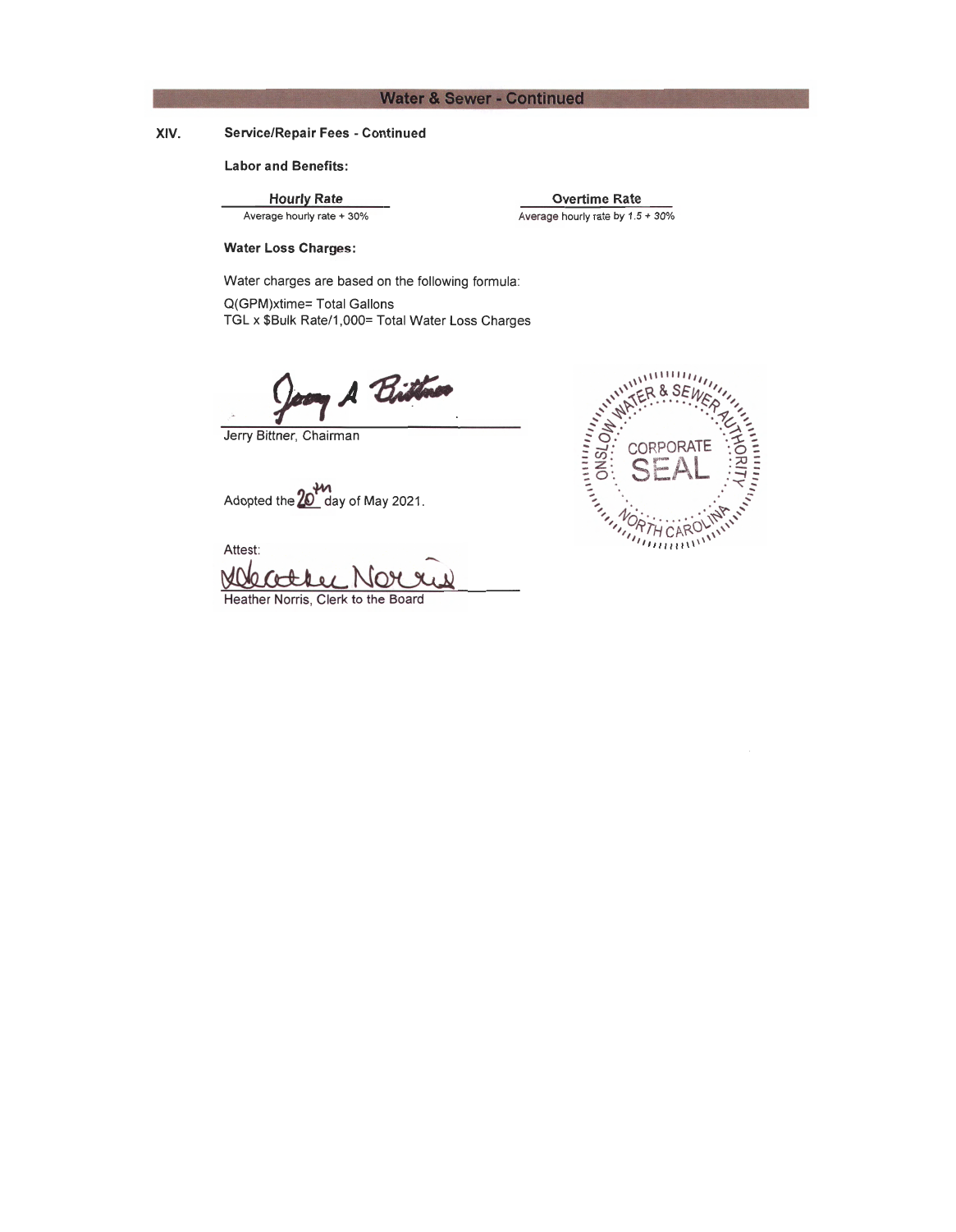## Water & Sewer - Continued

**XIV. Service/Repair Fees - Continued**

**Labor and Benefits:**

| Hourly Rate | Overtime Rate |
|---|---|
| Average hourly rate + 30% | Average hourly rate by 1.5 + 30% |

**Water Loss Charges:**

Water charges are based on the following formula:

Q(GPM)xtime= Total Gallons
TGL x $Bulk Rate/1,000= Total Water Loss Charges

Jerry A Bittner

Jerry Bittner, Chairman

Adopted the 20th day of May 2021.

Attest:

Heather Norris

Heather Norris, Clerk to the Board

ONSLOW WATER & SEWER AUTHORITY
CORPORATE SEAL
NORTH CAROLINA